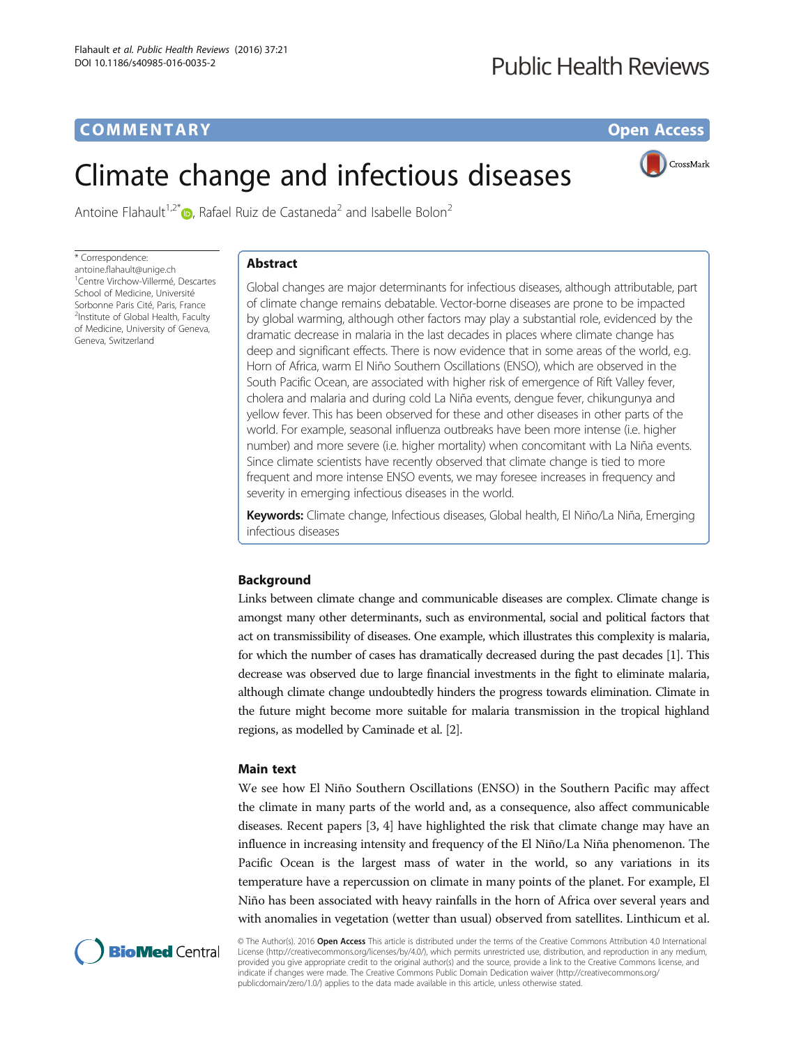COMMENTARY

Open Access

# Climate change and infectious diseases

Antoine Flahault[1,2*], Rafael Ruiz de Castaneda[2] and Isabelle Bolon[2]

\* Correspondence: antoine.flahault@unige.ch
[1]Centre Virchow-Villermé, Descartes School of Medicine, Université Sorbonne Paris Cité, Paris, France
[2]Institute of Global Health, Faculty of Medicine, University of Geneva, Geneva, Switzerland

## Abstract

Global changes are major determinants for infectious diseases, although attributable, part of climate change remains debatable. Vector-borne diseases are prone to be impacted by global warming, although other factors may play a substantial role, evidenced by the dramatic decrease in malaria in the last decades in places where climate change has deep and significant effects. There is now evidence that in some areas of the world, e.g. Horn of Africa, warm El Niño Southern Oscillations (ENSO), which are observed in the South Pacific Ocean, are associated with higher risk of emergence of Rift Valley fever, cholera and malaria and during cold La Niña events, dengue fever, chikungunya and yellow fever. This has been observed for these and other diseases in other parts of the world. For example, seasonal influenza outbreaks have been more intense (i.e. higher number) and more severe (i.e. higher mortality) when concomitant with La Niña events. Since climate scientists have recently observed that climate change is tied to more frequent and more intense ENSO events, we may foresee increases in frequency and severity in emerging infectious diseases in the world.

**Keywords:** Climate change, Infectious diseases, Global health, El Niño/La Niña, Emerging infectious diseases

## Background

Links between climate change and communicable diseases are complex. Climate change is amongst many other determinants, such as environmental, social and political factors that act on transmissibility of diseases. One example, which illustrates this complexity is malaria, for which the number of cases has dramatically decreased during the past decades [1]. This decrease was observed due to large financial investments in the fight to eliminate malaria, although climate change undoubtedly hinders the progress towards elimination. Climate in the future might become more suitable for malaria transmission in the tropical highland regions, as modelled by Caminade et al. [2].

## Main text

We see how El Niño Southern Oscillations (ENSO) in the Southern Pacific may affect the climate in many parts of the world and, as a consequence, also affect communicable diseases. Recent papers [3, 4] have highlighted the risk that climate change may have an influence in increasing intensity and frequency of the El Niño/La Niña phenomenon. The Pacific Ocean is the largest mass of water in the world, so any variations in its temperature have a repercussion on climate in many points of the planet. For example, El Niño has been associated with heavy rainfalls in the horn of Africa over several years and with anomalies in vegetation (wetter than usual) observed from satellites. Linthicum et al.

© The Author(s). 2016 **Open Access** This article is distributed under the terms of the Creative Commons Attribution 4.0 International License (http://creativecommons.org/licenses/by/4.0/), which permits unrestricted use, distribution, and reproduction in any medium, provided you give appropriate credit to the original author(s) and the source, provide a link to the Creative Commons license, and indicate if changes were made. The Creative Commons Public Domain Dedication waiver (http://creativecommons.org/publicdomain/zero/1.0/) applies to the data made available in this article, unless otherwise stated.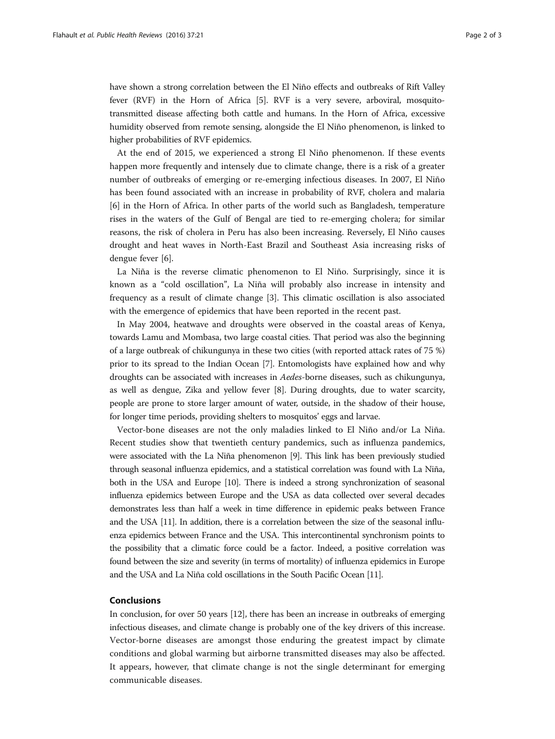have shown a strong correlation between the El Niño effects and outbreaks of Rift Valley fever (RVF) in the Horn of Africa [5]. RVF is a very severe, arboviral, mosquito-transmitted disease affecting both cattle and humans. In the Horn of Africa, excessive humidity observed from remote sensing, alongside the El Niño phenomenon, is linked to higher probabilities of RVF epidemics.

At the end of 2015, we experienced a strong El Niño phenomenon. If these events happen more frequently and intensely due to climate change, there is a risk of a greater number of outbreaks of emerging or re-emerging infectious diseases. In 2007, El Niño has been found associated with an increase in probability of RVF, cholera and malaria [6] in the Horn of Africa. In other parts of the world such as Bangladesh, temperature rises in the waters of the Gulf of Bengal are tied to re-emerging cholera; for similar reasons, the risk of cholera in Peru has also been increasing. Reversely, El Niño causes drought and heat waves in North-East Brazil and Southeast Asia increasing risks of dengue fever [6].

La Niña is the reverse climatic phenomenon to El Niño. Surprisingly, since it is known as a "cold oscillation", La Niña will probably also increase in intensity and frequency as a result of climate change [3]. This climatic oscillation is also associated with the emergence of epidemics that have been reported in the recent past.

In May 2004, heatwave and droughts were observed in the coastal areas of Kenya, towards Lamu and Mombasa, two large coastal cities. That period was also the beginning of a large outbreak of chikungunya in these two cities (with reported attack rates of 75 %) prior to its spread to the Indian Ocean [7]. Entomologists have explained how and why droughts can be associated with increases in *Aedes*-borne diseases, such as chikungunya, as well as dengue, Zika and yellow fever [8]. During droughts, due to water scarcity, people are prone to store larger amount of water, outside, in the shadow of their house, for longer time periods, providing shelters to mosquitos' eggs and larvae.

Vector-bone diseases are not the only maladies linked to El Niño and/or La Niña. Recent studies show that twentieth century pandemics, such as influenza pandemics, were associated with the La Niña phenomenon [9]. This link has been previously studied through seasonal influenza epidemics, and a statistical correlation was found with La Niña, both in the USA and Europe [10]. There is indeed a strong synchronization of seasonal influenza epidemics between Europe and the USA as data collected over several decades demonstrates less than half a week in time difference in epidemic peaks between France and the USA [11]. In addition, there is a correlation between the size of the seasonal influenza epidemics between France and the USA. This intercontinental synchronism points to the possibility that a climatic force could be a factor. Indeed, a positive correlation was found between the size and severity (in terms of mortality) of influenza epidemics in Europe and the USA and La Niña cold oscillations in the South Pacific Ocean [11].

## Conclusions

In conclusion, for over 50 years [12], there has been an increase in outbreaks of emerging infectious diseases, and climate change is probably one of the key drivers of this increase. Vector-borne diseases are amongst those enduring the greatest impact by climate conditions and global warming but airborne transmitted diseases may also be affected. It appears, however, that climate change is not the single determinant for emerging communicable diseases.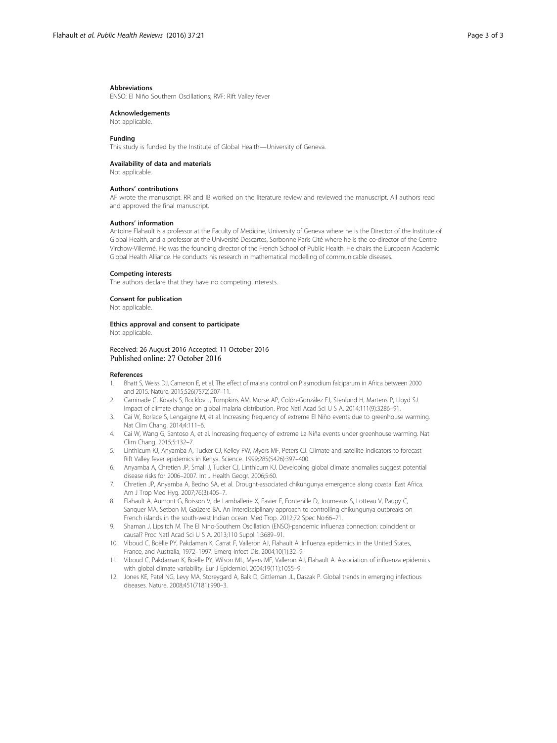### Abbreviations

ENSO: El Niño Southern Oscillations; RVF: Rift Valley fever

### Acknowledgements

Not applicable.

### Funding

This study is funded by the Institute of Global Health—University of Geneva.

### Availability of data and materials

Not applicable.

### Authors' contributions

AF wrote the manuscript. RR and IB worked on the literature review and reviewed the manuscript. All authors read and approved the final manuscript.

### Authors' information

Antoine Flahault is a professor at the Faculty of Medicine, University of Geneva where he is the Director of the Institute of Global Health, and a professor at the Université Descartes, Sorbonne Paris Cité where he is the co-director of the Centre Virchow-Villermé. He was the founding director of the French School of Public Health. He chairs the European Academic Global Health Alliance. He conducts his research in mathematical modelling of communicable diseases.

### Competing interests

The authors declare that they have no competing interests.

### Consent for publication

Not applicable.

### Ethics approval and consent to participate

Not applicable.

Received: 26 August 2016 Accepted: 11 October 2016
Published online: 27 October 2016

### References

1. Bhatt S, Weiss DJ, Cameron E, et al. The effect of malaria control on Plasmodium falciparum in Africa between 2000 and 2015. Nature. 2015;526(7572):207–11.
2. Caminade C, Kovats S, Rocklov J, Tompkins AM, Morse AP, Colón-González FJ, Stenlund H, Martens P, Lloyd SJ. Impact of climate change on global malaria distribution. Proc Natl Acad Sci U S A. 2014;111(9):3286–91.
3. Cai W, Borlace S, Lengaigne M, et al. Increasing frequency of extreme El Niño events due to greenhouse warming. Nat Clim Chang. 2014;4:111–6.
4. Cai W, Wang G, Santoso A, et al. Increasing frequency of extreme La Niña events under greenhouse warming. Nat Clim Chang. 2015;5:132–7.
5. Linthicum KJ, Anyamba A, Tucker CJ, Kelley PW, Myers MF, Peters CJ. Climate and satellite indicators to forecast Rift Valley fever epidemics in Kenya. Science. 1999;285(5426):397–400.
6. Anyamba A, Chretien JP, Small J, Tucker CJ, Linthicum KJ. Developing global climate anomalies suggest potential disease risks for 2006–2007. Int J Health Geogr. 2006;5:60.
7. Chretien JP, Anyamba A, Bedno SA, et al. Drought-associated chikungunya emergence along coastal East Africa. Am J Trop Med Hyg. 2007;76(3):405–7.
8. Flahault A, Aumont G, Boisson V, de Lamballerie X, Favier F, Fontenille D, Journeaux S, Lotteau V, Paupy C, Sanquer MA, Setbon M, Gaüzere BA. An interdisciplinary approach to controlling chikungunya outbreaks on French islands in the south-west Indian ocean. Med Trop. 2012;72 Spec No:66–71.
9. Shaman J, Lipsitch M. The El Nino-Southern Oscillation (ENSO)-pandemic influenza connection: coincident or causal? Proc Natl Acad Sci U S A. 2013;110 Suppl 1:3689–91.
10. Viboud C, Boëlle PY, Pakdaman K, Carrat F, Valleron AJ, Flahault A. Influenza epidemics in the United States, France, and Australia, 1972–1997. Emerg Infect Dis. 2004;10(1):32–9.
11. Viboud C, Pakdaman K, Boëlle PY, Wilson ML, Myers MF, Valleron AJ, Flahault A. Association of influenza epidemics with global climate variability. Eur J Epidemiol. 2004;19(11):1055–9.
12. Jones KE, Patel NG, Levy MA, Storeygard A, Balk D, Gittleman JL, Daszak P. Global trends in emerging infectious diseases. Nature. 2008;451(7181):990–3.